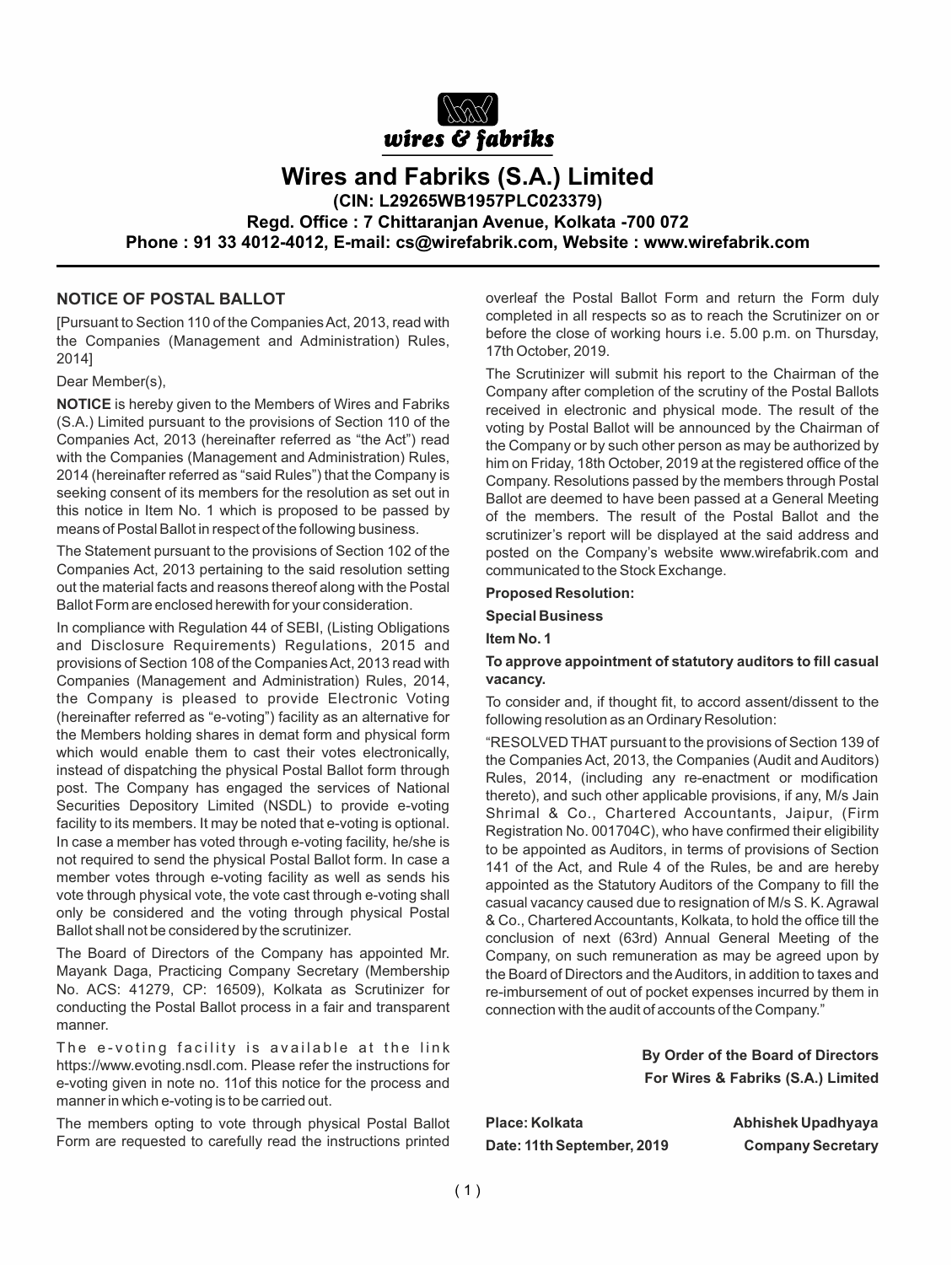wires & fabriks

# Wires and Fabriks (S.A.) Limited

**(CIN: L29265WB1957PLC023379)**

**Regd. Office : 7 Chittaranjan Avenue, Kolkata -700 072**

**Phone : 91 33 4012-4012, E-mail: cs@wirefabrik.com, Website : www.wirefabrik.com**

## NOTICE OF POSTAL BALLOT

[Pursuant to Section 110 of the Companies Act, 2013, read with the Companies (Management and Administration) Rules, 2014]

Dear Member(s),

**NOTICE** is hereby given to the Members of Wires and Fabriks (S.A.) Limited pursuant to the provisions of Section 110 of the Companies Act, 2013 (hereinafter referred as "the Act") read with the Companies (Management and Administration) Rules, 2014 (hereinafter referred as "said Rules") that the Company is seeking consent of its members for the resolution as set out in this notice in Item No. 1 which is proposed to be passed by means of Postal Ballot in respect of the following business.

The Statement pursuant to the provisions of Section 102 of the Companies Act, 2013 pertaining to the said resolution setting out the material facts and reasons thereof along with the Postal Ballot Form are enclosed herewith for your consideration.

In compliance with Regulation 44 of SEBI, (Listing Obligations and Disclosure Requirements) Regulations, 2015 and provisions of Section 108 of the Companies Act, 2013 read with Companies (Management and Administration) Rules, 2014, the Company is pleased to provide Electronic Voting (hereinafter referred as "e-voting") facility as an alternative for the Members holding shares in demat form and physical form which would enable them to cast their votes electronically, instead of dispatching the physical Postal Ballot form through post. The Company has engaged the services of National Securities Depository Limited (NSDL) to provide e-voting facility to its members. It may be noted that e-voting is optional. In case a member has voted through e-voting facility, he/she is not required to send the physical Postal Ballot form. In case a member votes through e-voting facility as well as sends his vote through physical vote, the vote cast through e-voting shall only be considered and the voting through physical Postal Ballot shall not be considered by the scrutinizer.

The Board of Directors of the Company has appointed Mr. Mayank Daga, Practicing Company Secretary (Membership No. ACS: 41279, CP: 16509), Kolkata as Scrutinizer for conducting the Postal Ballot process in a fair and transparent manner.

The e-voting facility is available at the link https://www.evoting.nsdl.com. Please refer the instructions for e-voting given in note no. 11of this notice for the process and manner in which e-voting is to be carried out.

The members opting to vote through physical Postal Ballot Form are requested to carefully read the instructions printed overleaf the Postal Ballot Form and return the Form duly completed in all respects so as to reach the Scrutinizer on or before the close of working hours i.e. 5.00 p.m. on Thursday, 17th October, 2019.

The Scrutinizer will submit his report to the Chairman of the Company after completion of the scrutiny of the Postal Ballots received in electronic and physical mode. The result of the voting by Postal Ballot will be announced by the Chairman of the Company or by such other person as may be authorized by him on Friday, 18th October, 2019 at the registered office of the Company. Resolutions passed by the members through Postal Ballot are deemed to have been passed at a General Meeting of the members. The result of the Postal Ballot and the scrutinizer's report will be displayed at the said address and posted on the Company's website www.wirefabrik.com and communicated to the Stock Exchange.

**Proposed Resolution:**

**Special Business**

**Item No. 1**

**To approve appointment of statutory auditors to fill casual vacancy.**

To consider and, if thought fit, to accord assent/dissent to the following resolution as an Ordinary Resolution:

"RESOLVED THAT pursuant to the provisions of Section 139 of the Companies Act, 2013, the Companies (Audit and Auditors) Rules, 2014, (including any re-enactment or modification thereto), and such other applicable provisions, if any, M/s Jain Shrimal & Co., Chartered Accountants, Jaipur, (Firm Registration No. 001704C), who have confirmed their eligibility to be appointed as Auditors, in terms of provisions of Section 141 of the Act, and Rule 4 of the Rules, be and are hereby appointed as the Statutory Auditors of the Company to fill the casual vacancy caused due to resignation of M/s S. K. Agrawal & Co., Chartered Accountants, Kolkata, to hold the office till the conclusion of next (63rd) Annual General Meeting of the Company, on such remuneration as may be agreed upon by the Board of Directors and the Auditors, in addition to taxes and re-imbursement of out of pocket expenses incurred by them in connection with the audit of accounts of the Company."

**By Order of the Board of Directors**
**For Wires & Fabriks (S.A.) Limited**

**Place: Kolkata**
**Date: 11th September, 2019**

**Abhishek Upadhyaya**
**Company Secretary**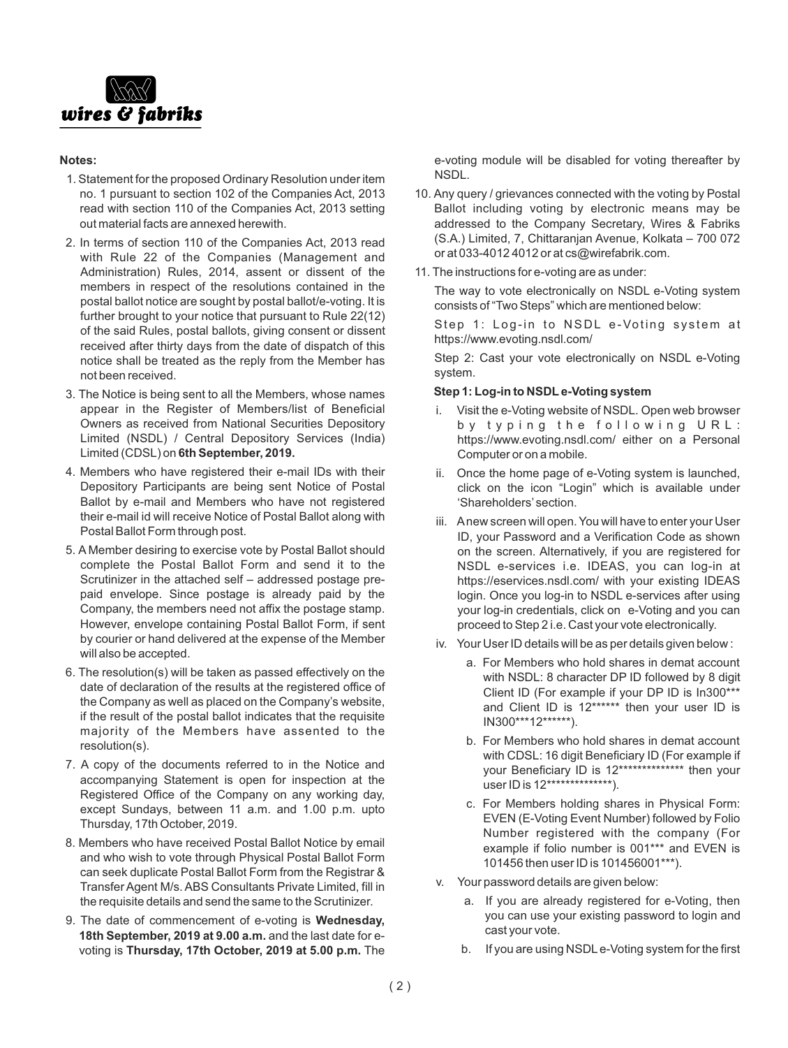**Notes:**

1. Statement for the proposed Ordinary Resolution under item no. 1 pursuant to section 102 of the Companies Act, 2013 read with section 110 of the Companies Act, 2013 setting out material facts are annexed herewith.
2. In terms of section 110 of the Companies Act, 2013 read with Rule 22 of the Companies (Management and Administration) Rules, 2014, assent or dissent of the members in respect of the resolutions contained in the postal ballot notice are sought by postal ballot/e-voting. It is further brought to your notice that pursuant to Rule 22(12) of the said Rules, postal ballots, giving consent or dissent received after thirty days from the date of dispatch of this notice shall be treated as the reply from the Member has not been received.
3. The Notice is being sent to all the Members, whose names appear in the Register of Members/list of Beneficial Owners as received from National Securities Depository Limited (NSDL) / Central Depository Services (India) Limited (CDSL) on **6th September, 2019.**
4. Members who have registered their e-mail IDs with their Depository Participants are being sent Notice of Postal Ballot by e-mail and Members who have not registered their e-mail id will receive Notice of Postal Ballot along with Postal Ballot Form through post.
5. A Member desiring to exercise vote by Postal Ballot should complete the Postal Ballot Form and send it to the Scrutinizer in the attached self – addressed postage pre-paid envelope. Since postage is already paid by the Company, the members need not affix the postage stamp. However, envelope containing Postal Ballot Form, if sent by courier or hand delivered at the expense of the Member will also be accepted.
6. The resolution(s) will be taken as passed effectively on the date of declaration of the results at the registered office of the Company as well as placed on the Company's website, if the result of the postal ballot indicates that the requisite majority of the Members have assented to the resolution(s).
7. A copy of the documents referred to in the Notice and accompanying Statement is open for inspection at the Registered Office of the Company on any working day, except Sundays, between 11 a.m. and 1.00 p.m. upto Thursday, 17th October, 2019.
8. Members who have received Postal Ballot Notice by email and who wish to vote through Physical Postal Ballot Form can seek duplicate Postal Ballot Form from the Registrar & Transfer Agent M/s. ABS Consultants Private Limited, fill in the requisite details and send the same to the Scrutinizer.
9. The date of commencement of e-voting is **Wednesday, 18th September, 2019 at 9.00 a.m.** and the last date for e-voting is **Thursday, 17th October, 2019 at 5.00 p.m.** The e-voting module will be disabled for voting thereafter by NSDL.
10. Any query / grievances connected with the voting by Postal Ballot including voting by electronic means may be addressed to the Company Secretary, Wires & Fabriks (S.A.) Limited, 7, Chittaranjan Avenue, Kolkata – 700 072 or at 033-4012 4012 or at cs@wirefabrik.com.
11. The instructions for e-voting are as under:

    The way to vote electronically on NSDL e-Voting system consists of "Two Steps" which are mentioned below:

    Step 1: Log-in to NSDL e-Voting system at https://www.evoting.nsdl.com/

    Step 2: Cast your vote electronically on NSDL e-Voting system.

    **Step 1: Log-in to NSDL e-Voting system**

    i. Visit the e-Voting website of NSDL. Open web browser by typing the following URL: https://www.evoting.nsdl.com/ either on a Personal Computer or on a mobile.

    ii. Once the home page of e-Voting system is launched, click on the icon "Login" which is available under 'Shareholders' section.

    iii. A new screen will open. You will have to enter your User ID, your Password and a Verification Code as shown on the screen. Alternatively, if you are registered for NSDL e-services i.e. IDEAS, you can log-in at https://eservices.nsdl.com/ with your existing IDEAS login. Once you log-in to NSDL e-services after using your log-in credentials, click on e-Voting and you can proceed to Step 2 i.e. Cast your vote electronically.

    iv. Your User ID details will be as per details given below :

    a. For Members who hold shares in demat account with NSDL: 8 character DP ID followed by 8 digit Client ID (For example if your DP ID is In300*** and Client ID is 12****** then your user ID is IN300***12******).

    b. For Members who hold shares in demat account with CDSL: 16 digit Beneficiary ID (For example if your Beneficiary ID is 12************** then your user ID is 12**************).

    c. For Members holding shares in Physical Form: EVEN (E-Voting Event Number) followed by Folio Number registered with the company (For example if folio number is 001*** and EVEN is 101456 then user ID is 101456001***).

    v. Your password details are given below:

    a. If you are already registered for e-Voting, then you can use your existing password to login and cast your vote.

    b. If you are using NSDL e-Voting system for the first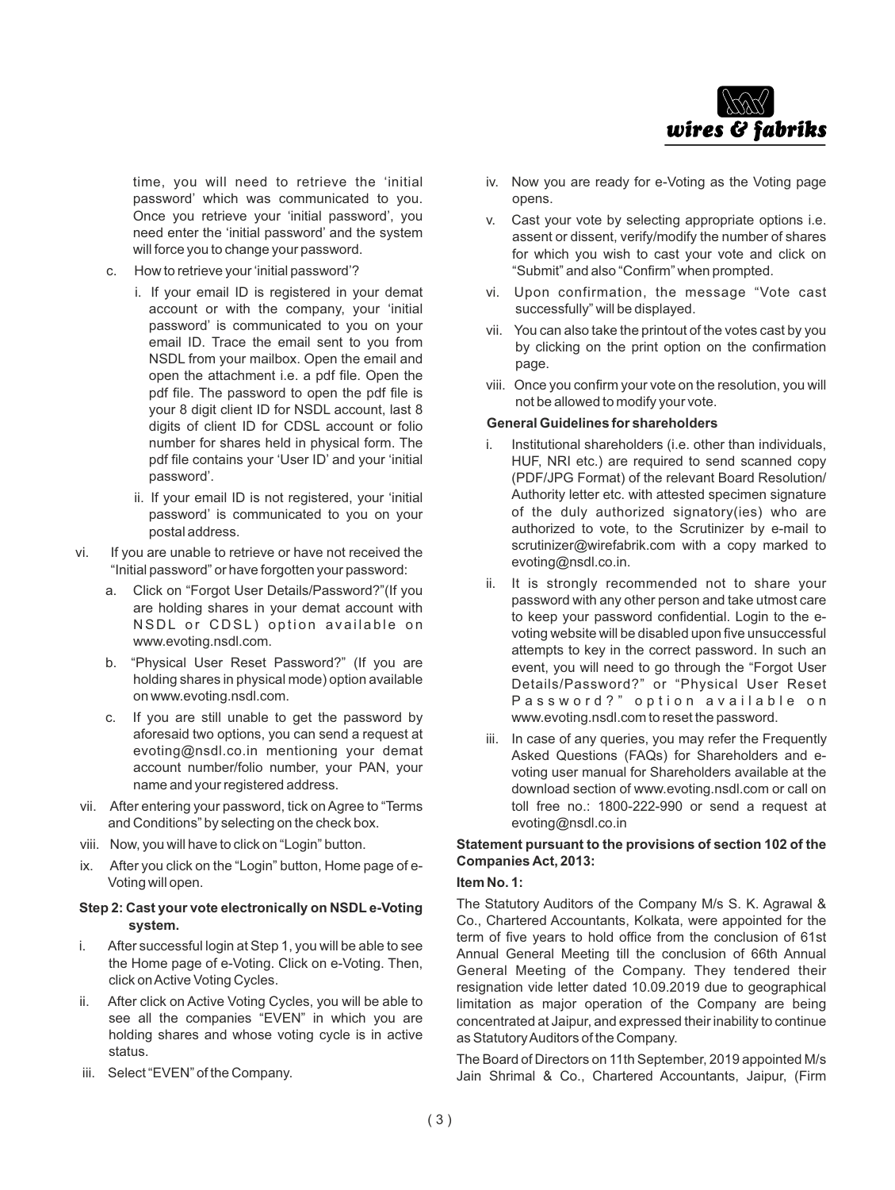time, you will need to retrieve the 'initial password' which was communicated to you. Once you retrieve your 'initial password', you need enter the 'initial password' and the system will force you to change your password.

c. How to retrieve your 'initial password'?

   i. If your email ID is registered in your demat account or with the company, your 'initial password' is communicated to you on your email ID. Trace the email sent to you from NSDL from your mailbox. Open the email and open the attachment i.e. a pdf file. Open the pdf file. The password to open the pdf file is your 8 digit client ID for NSDL account, last 8 digits of client ID for CDSL account or folio number for shares held in physical form. The pdf file contains your 'User ID' and your 'initial password'.

   ii. If your email ID is not registered, your 'initial password' is communicated to you on your postal address.

vi. If you are unable to retrieve or have not received the "Initial password" or have forgotten your password:

   a. Click on "Forgot User Details/Password?"(If you are holding shares in your demat account with NSDL or CDSL) option available on www.evoting.nsdl.com.

   b. "Physical User Reset Password?" (If you are holding shares in physical mode) option available on www.evoting.nsdl.com.

   c. If you are still unable to get the password by aforesaid two options, you can send a request at evoting@nsdl.co.in mentioning your demat account number/folio number, your PAN, your name and your registered address.

vii. After entering your password, tick on Agree to "Terms and Conditions" by selecting on the check box.

viii. Now, you will have to click on "Login" button.

ix. After you click on the "Login" button, Home page of e-Voting will open.

**Step 2: Cast your vote electronically on NSDL e-Voting system.**

i. After successful login at Step 1, you will be able to see the Home page of e-Voting. Click on e-Voting. Then, click on Active Voting Cycles.

ii. After click on Active Voting Cycles, you will be able to see all the companies "EVEN" in which you are holding shares and whose voting cycle is in active status.

iii. Select "EVEN" of the Company.

iv. Now you are ready for e-Voting as the Voting page opens.

v. Cast your vote by selecting appropriate options i.e. assent or dissent, verify/modify the number of shares for which you wish to cast your vote and click on "Submit" and also "Confirm" when prompted.

vi. Upon confirmation, the message "Vote cast successfully" will be displayed.

vii. You can also take the printout of the votes cast by you by clicking on the print option on the confirmation page.

viii. Once you confirm your vote on the resolution, you will not be allowed to modify your vote.

**General Guidelines for shareholders**

i. Institutional shareholders (i.e. other than individuals, HUF, NRI etc.) are required to send scanned copy (PDF/JPG Format) of the relevant Board Resolution/ Authority letter etc. with attested specimen signature of the duly authorized signatory(ies) who are authorized to vote, to the Scrutinizer by e-mail to scrutinizer@wirefabrik.com with a copy marked to evoting@nsdl.co.in.

ii. It is strongly recommended not to share your password with any other person and take utmost care to keep your password confidential. Login to the e-voting website will be disabled upon five unsuccessful attempts to key in the correct password. In such an event, you will need to go through the "Forgot User Details/Password?" or "Physical User Reset Password?" option available on www.evoting.nsdl.com to reset the password.

iii. In case of any queries, you may refer the Frequently Asked Questions (FAQs) for Shareholders and e-voting user manual for Shareholders available at the download section of www.evoting.nsdl.com or call on toll free no.: 1800-222-990 or send a request at evoting@nsdl.co.in

**Statement pursuant to the provisions of section 102 of the Companies Act, 2013:**

**Item No. 1:**

The Statutory Auditors of the Company M/s S. K. Agrawal & Co., Chartered Accountants, Kolkata, were appointed for the term of five years to hold office from the conclusion of 61st Annual General Meeting till the conclusion of 66th Annual General Meeting of the Company. They tendered their resignation vide letter dated 10.09.2019 due to geographical limitation as major operation of the Company are being concentrated at Jaipur, and expressed their inability to continue as Statutory Auditors of the Company.

The Board of Directors on 11th September, 2019 appointed M/s Jain Shrimal & Co., Chartered Accountants, Jaipur, (Firm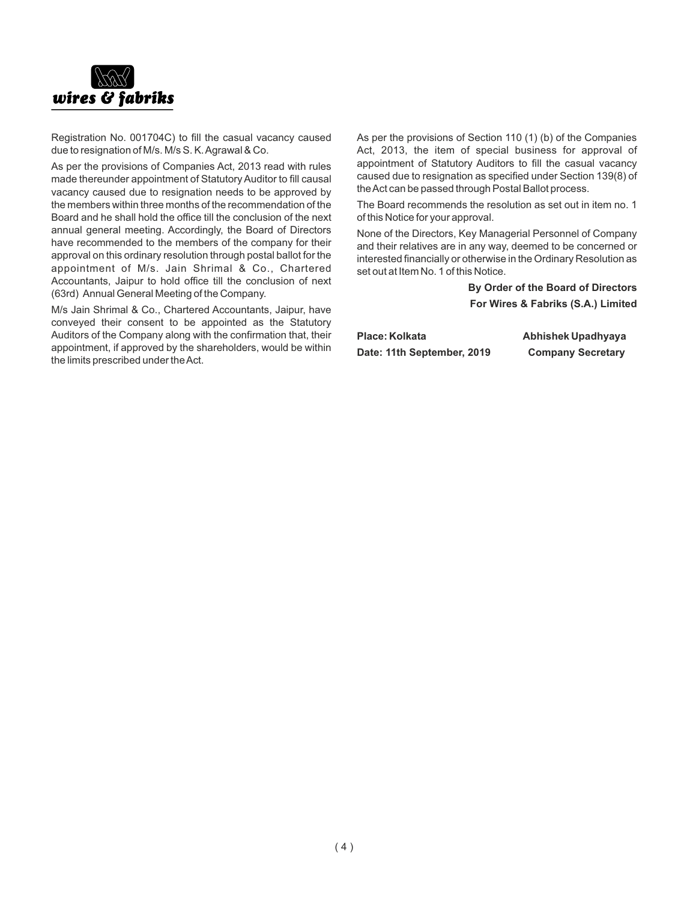Registration No. 001704C) to fill the casual vacancy caused due to resignation of M/s. M/s S. K. Agrawal & Co.

As per the provisions of Companies Act, 2013 read with rules made thereunder appointment of Statutory Auditor to fill causal vacancy caused due to resignation needs to be approved by the members within three months of the recommendation of the Board and he shall hold the office till the conclusion of the next annual general meeting. Accordingly, the Board of Directors have recommended to the members of the company for their approval on this ordinary resolution through postal ballot for the appointment of M/s. Jain Shrimal & Co., Chartered Accountants, Jaipur to hold office till the conclusion of next (63rd) Annual General Meeting of the Company.

M/s Jain Shrimal & Co., Chartered Accountants, Jaipur, have conveyed their consent to be appointed as the Statutory Auditors of the Company along with the confirmation that, their appointment, if approved by the shareholders, would be within the limits prescribed under the Act.

As per the provisions of Section 110 (1) (b) of the Companies Act, 2013, the item of special business for approval of appointment of Statutory Auditors to fill the casual vacancy caused due to resignation as specified under Section 139(8) of the Act can be passed through Postal Ballot process.

The Board recommends the resolution as set out in item no. 1 of this Notice for your approval.

None of the Directors, Key Managerial Personnel of Company and their relatives are in any way, deemed to be concerned or interested financially or otherwise in the Ordinary Resolution as set out at Item No. 1 of this Notice.

**By Order of the Board of Directors**
**For Wires & Fabriks (S.A.) Limited**

**Place: Kolkata** — **Abhishek Upadhyaya**
**Date: 11th September, 2019** — **Company Secretary**